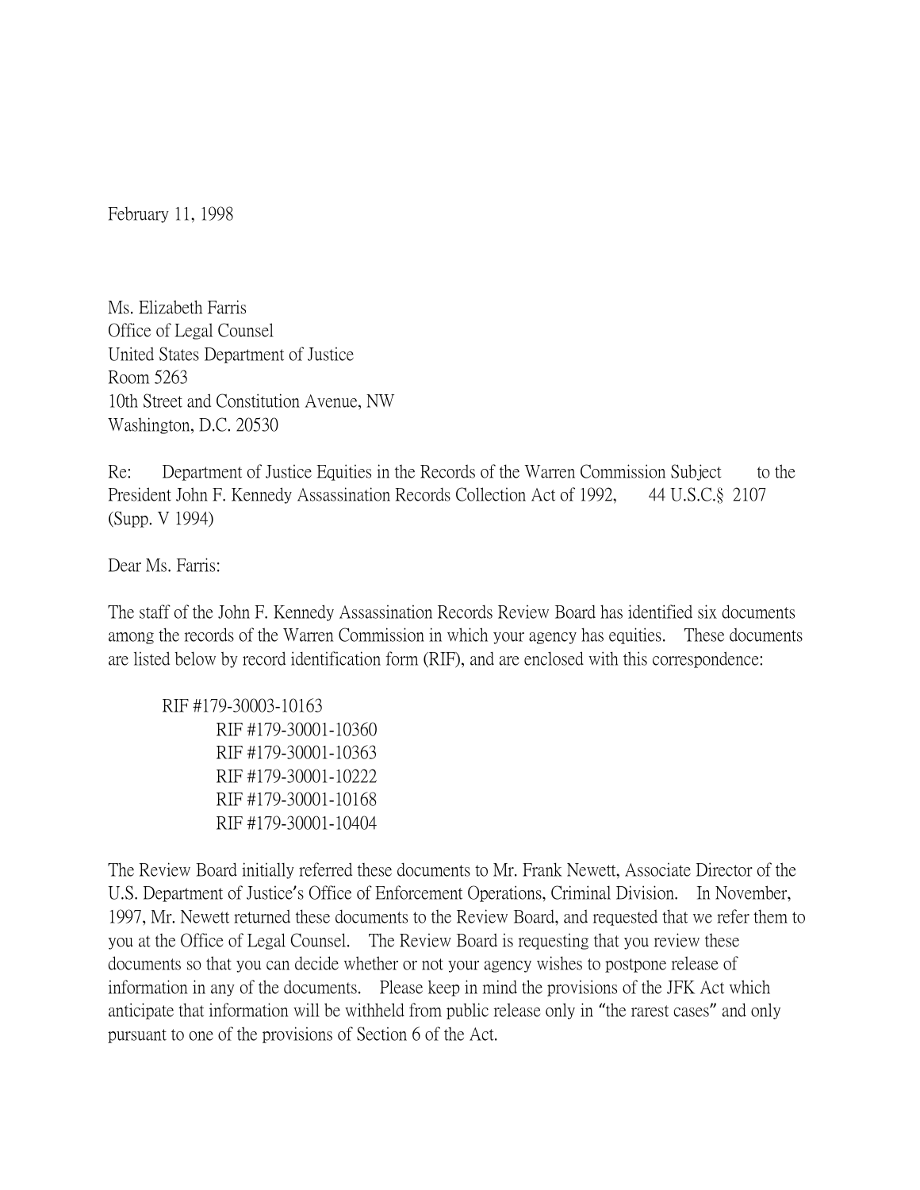February 11, 1998

Ms. Elizabeth Farris
Office of Legal Counsel
United States Department of Justice
Room 5263
10th Street and Constitution Avenue, NW
Washington, D.C. 20530

Re: Department of Justice Equities in the Records of the Warren Commission Subject to the President John F. Kennedy Assassination Records Collection Act of 1992, 44 U.S.C.§ 2107 (Supp. V 1994)

Dear Ms. Farris:

The staff of the John F. Kennedy Assassination Records Review Board has identified six documents among the records of the Warren Commission in which your agency has equities. These documents are listed below by record identification form (RIF), and are enclosed with this correspondence:

- RIF #179-30003-10163
- RIF #179-30001-10360
- RIF #179-30001-10363
- RIF #179-30001-10222
- RIF #179-30001-10168
- RIF #179-30001-10404

The Review Board initially referred these documents to Mr. Frank Newett, Associate Director of the U.S. Department of Justice's Office of Enforcement Operations, Criminal Division. In November, 1997, Mr. Newett returned these documents to the Review Board, and requested that we refer them to you at the Office of Legal Counsel. The Review Board is requesting that you review these documents so that you can decide whether or not your agency wishes to postpone release of information in any of the documents. Please keep in mind the provisions of the JFK Act which anticipate that information will be withheld from public release only in "the rarest cases" and only pursuant to one of the provisions of Section 6 of the Act.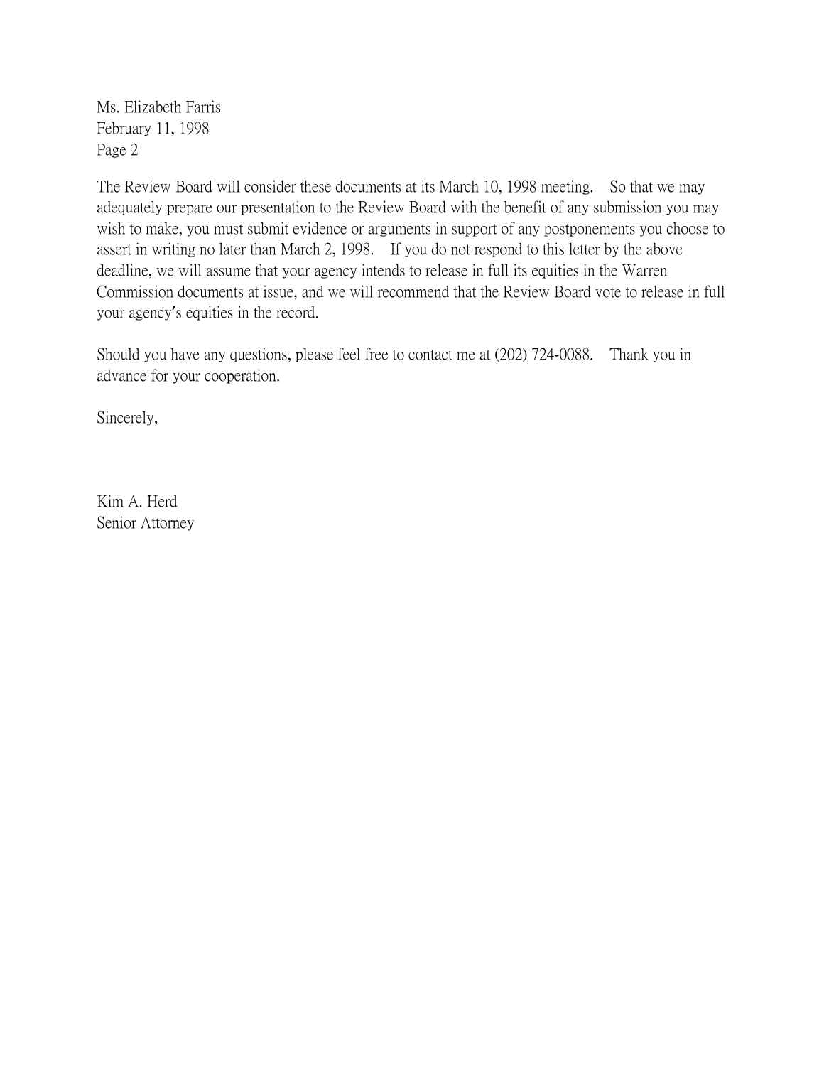Ms. Elizabeth Farris
February 11, 1998
Page 2

The Review Board will consider these documents at its March 10, 1998 meeting. So that we may adequately prepare our presentation to the Review Board with the benefit of any submission you may wish to make, you must submit evidence or arguments in support of any postponements you choose to assert in writing no later than March 2, 1998. If you do not respond to this letter by the above deadline, we will assume that your agency intends to release in full its equities in the Warren Commission documents at issue, and we will recommend that the Review Board vote to release in full your agency's equities in the record.

Should you have any questions, please feel free to contact me at (202) 724-0088. Thank you in advance for your cooperation.

Sincerely,

Kim A. Herd
Senior Attorney